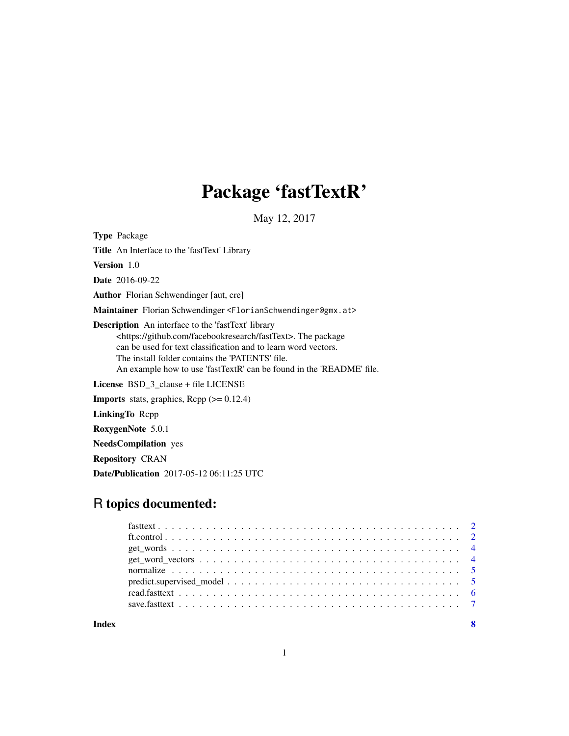# Package 'fastTextR'

May 12, 2017

**Type** Package

**Title** An Interface to the 'fastText' Library

**Version** 1.0

**Date** 2016-09-22

**Author** Florian Schwendinger [aut, cre]

**Maintainer** Florian Schwendinger <FlorianSchwendinger@gmx.at>

**Description** An interface to the 'fastText' library <https://github.com/facebookresearch/fastText>. The package can be used for text classification and to learn word vectors. The install folder contains the 'PATENTS' file. An example how to use 'fastTextR' can be found in the 'README' file.

**License** BSD_3_clause + file LICENSE

**Imports** stats, graphics, Rcpp (>= 0.12.4)

**LinkingTo** Rcpp

**RoxygenNote** 5.0.1

**NeedsCompilation** yes

**Repository** CRAN

**Date/Publication** 2017-05-12 06:11:25 UTC

## R topics documented:

- fasttext . . . . . . . . . . . . . . . . . . . . . . . . . . . . . . . . . . . . . . . . . . 2
- ft.control . . . . . . . . . . . . . . . . . . . . . . . . . . . . . . . . . . . . . . . . . 2
- get_words . . . . . . . . . . . . . . . . . . . . . . . . . . . . . . . . . . . . . . . . . 4
- get_word_vectors . . . . . . . . . . . . . . . . . . . . . . . . . . . . . . . . . . . . . 4
- normalize . . . . . . . . . . . . . . . . . . . . . . . . . . . . . . . . . . . . . . . . . 5
- predict.supervised_model . . . . . . . . . . . . . . . . . . . . . . . . . . . . . . . . 5
- read.fasttext . . . . . . . . . . . . . . . . . . . . . . . . . . . . . . . . . . . . . . . 6
- save.fasttext . . . . . . . . . . . . . . . . . . . . . . . . . . . . . . . . . . . . . . . 7

**Index** 8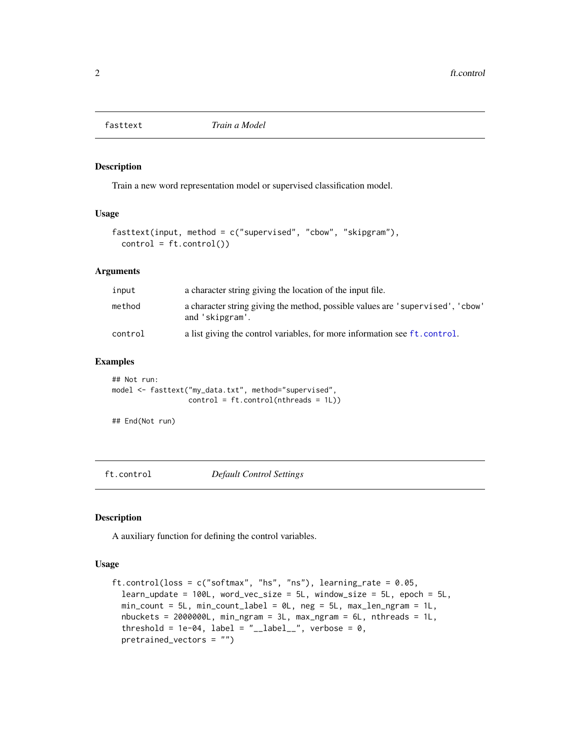## fasttext *Train a Model*

### Description

Train a new word representation model or supervised classification model.

### Usage

```
fasttext(input, method = c("supervised", "cbow", "skipgram"),
  control = ft.control())
```

### Arguments

| | |
|---|---|
| input | a character string giving the location of the input file. |
| method | a character string giving the method, possible values are 'supervised', 'cbow' and 'skipgram'. |
| control | a list giving the control variables, for more information see ft.control. |

### Examples

```
## Not run:
model <- fasttext("my_data.txt", method="supervised",
                  control = ft.control(nthreads = 1L))

## End(Not run)
```

## ft.control *Default Control Settings*

### Description

A auxiliary function for defining the control variables.

### Usage

```
ft.control(loss = c("softmax", "hs", "ns"), learning_rate = 0.05,
  learn_update = 100L, word_vec_size = 5L, window_size = 5L, epoch = 5L,
  min_count = 5L, min_count_label = 0L, neg = 5L, max_len_ngram = 1L,
  nbuckets = 2000000L, min_ngram = 3L, max_ngram = 6L, nthreads = 1L,
  threshold = 1e-04, label = "__label__", verbose = 0,
  pretrained_vectors = "")
```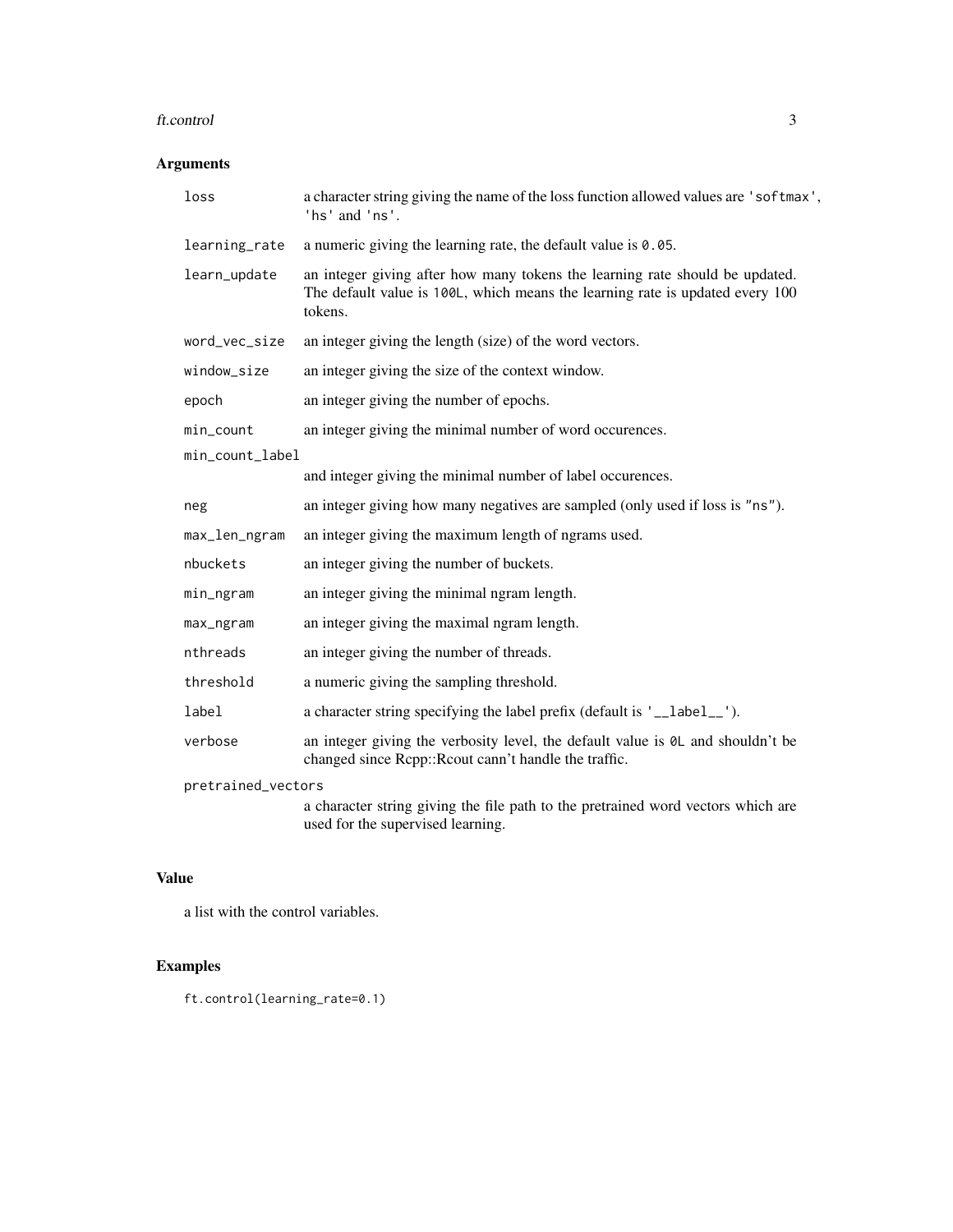## Arguments

| | |
|---|---|
| `loss` | a character string giving the name of the loss function allowed values are `'softmax'`, `'hs'` and `'ns'`. |
| `learning_rate` | a numeric giving the learning rate, the default value is `0.05`. |
| `learn_update` | an integer giving after how many tokens the learning rate should be updated. The default value is `100L`, which means the learning rate is updated every 100 tokens. |
| `word_vec_size` | an integer giving the length (size) of the word vectors. |
| `window_size` | an integer giving the size of the context window. |
| `epoch` | an integer giving the number of epochs. |
| `min_count` | an integer giving the minimal number of word occurences. |
| `min_count_label` | and integer giving the minimal number of label occurences. |
| `neg` | an integer giving how many negatives are sampled (only used if loss is `"ns"`). |
| `max_len_ngram` | an integer giving the maximum length of ngrams used. |
| `nbuckets` | an integer giving the number of buckets. |
| `min_ngram` | an integer giving the minimal ngram length. |
| `max_ngram` | an integer giving the maximal ngram length. |
| `nthreads` | an integer giving the number of threads. |
| `threshold` | a numeric giving the sampling threshold. |
| `label` | a character string specifying the label prefix (default is `'__label__'`). |
| `verbose` | an integer giving the verbosity level, the default value is `0L` and shouldn't be changed since Rcpp::Rcout cann't handle the traffic. |
| `pretrained_vectors` | a character string giving the file path to the pretrained word vectors which are used for the supervised learning. |

## Value

a list with the control variables.

## Examples

```
ft.control(learning_rate=0.1)
```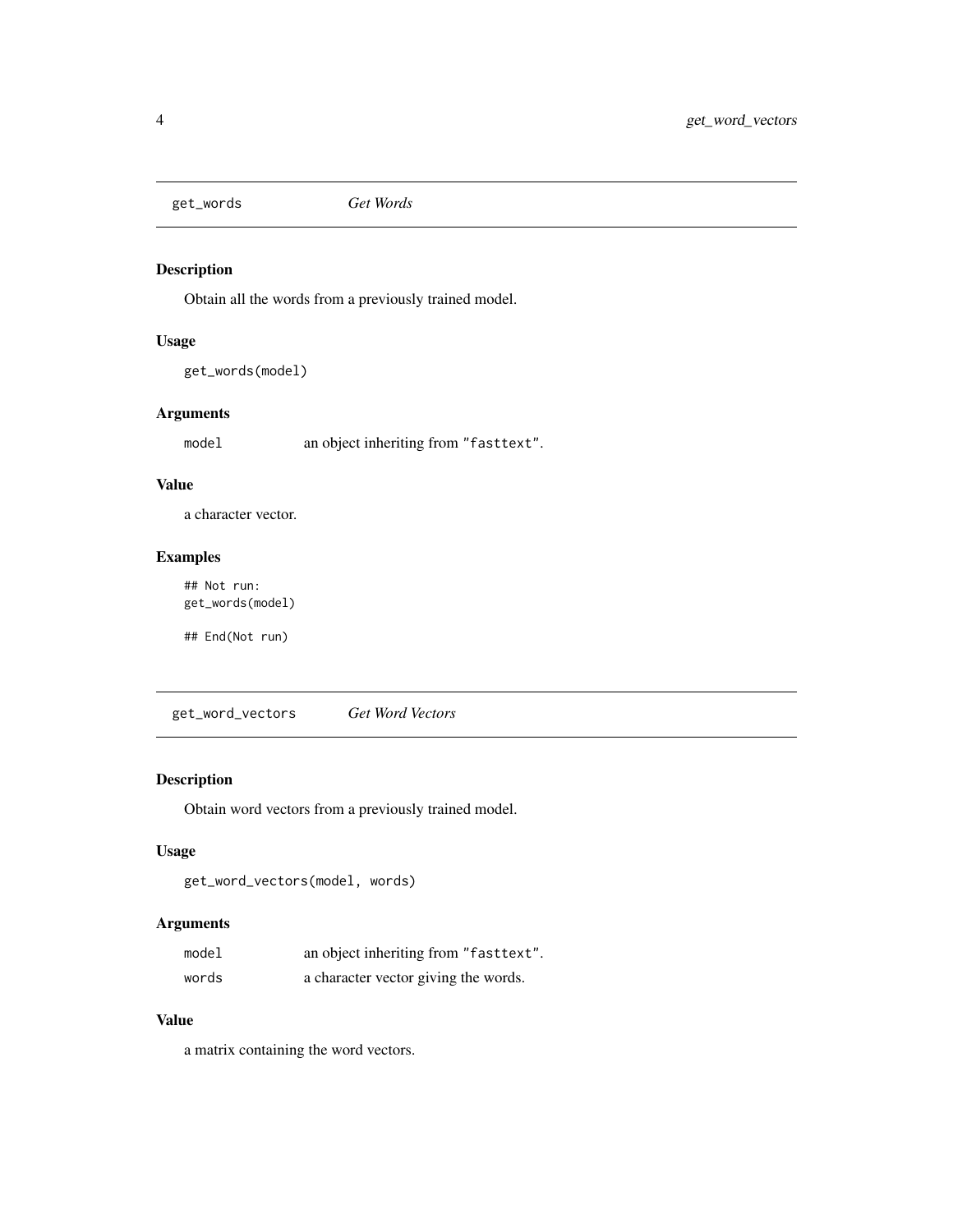## get_words — *Get Words*

### Description

Obtain all the words from a previously trained model.

### Usage

```
get_words(model)
```

### Arguments

| | |
|---|---|
| `model` | an object inheriting from "fasttext". |

### Value

a character vector.

### Examples

```
## Not run:
get_words(model)

## End(Not run)
```

## get_word_vectors — *Get Word Vectors*

### Description

Obtain word vectors from a previously trained model.

### Usage

```
get_word_vectors(model, words)
```

### Arguments

| | |
|---|---|
| `model` | an object inheriting from "fasttext". |
| `words` | a character vector giving the words. |

### Value

a matrix containing the word vectors.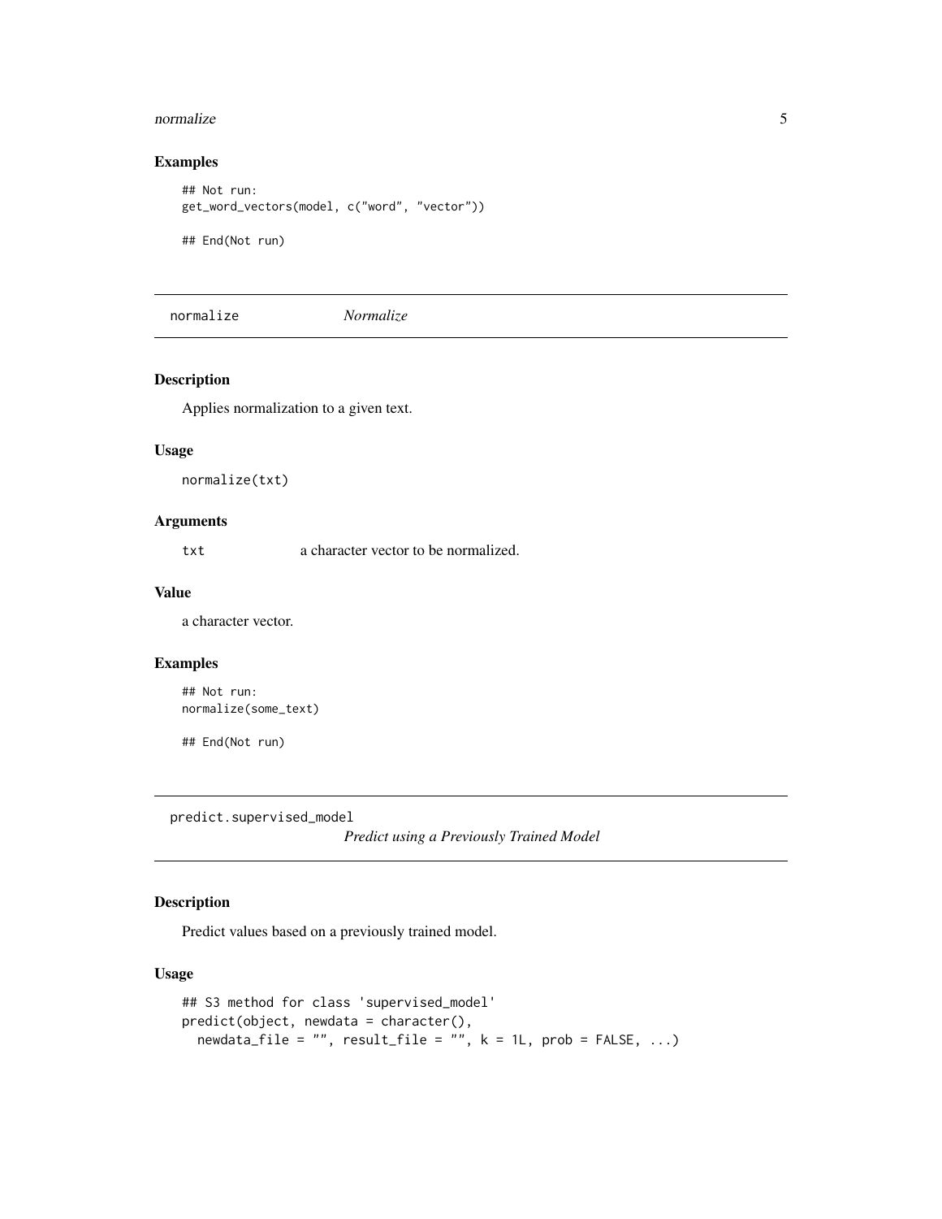### Examples

```
## Not run:
get_word_vectors(model, c("word", "vector"))

## End(Not run)
```

## normalize *Normalize*

### Description

Applies normalization to a given text.

### Usage

```
normalize(txt)
```

### Arguments

| | |
|---|---|
| `txt` | a character vector to be normalized. |

### Value

a character vector.

### Examples

```
## Not run:
normalize(some_text)

## End(Not run)
```

## predict.supervised_model *Predict using a Previously Trained Model*

### Description

Predict values based on a previously trained model.

### Usage

```
## S3 method for class 'supervised_model'
predict(object, newdata = character(),
  newdata_file = "", result_file = "", k = 1L, prob = FALSE, ...)
```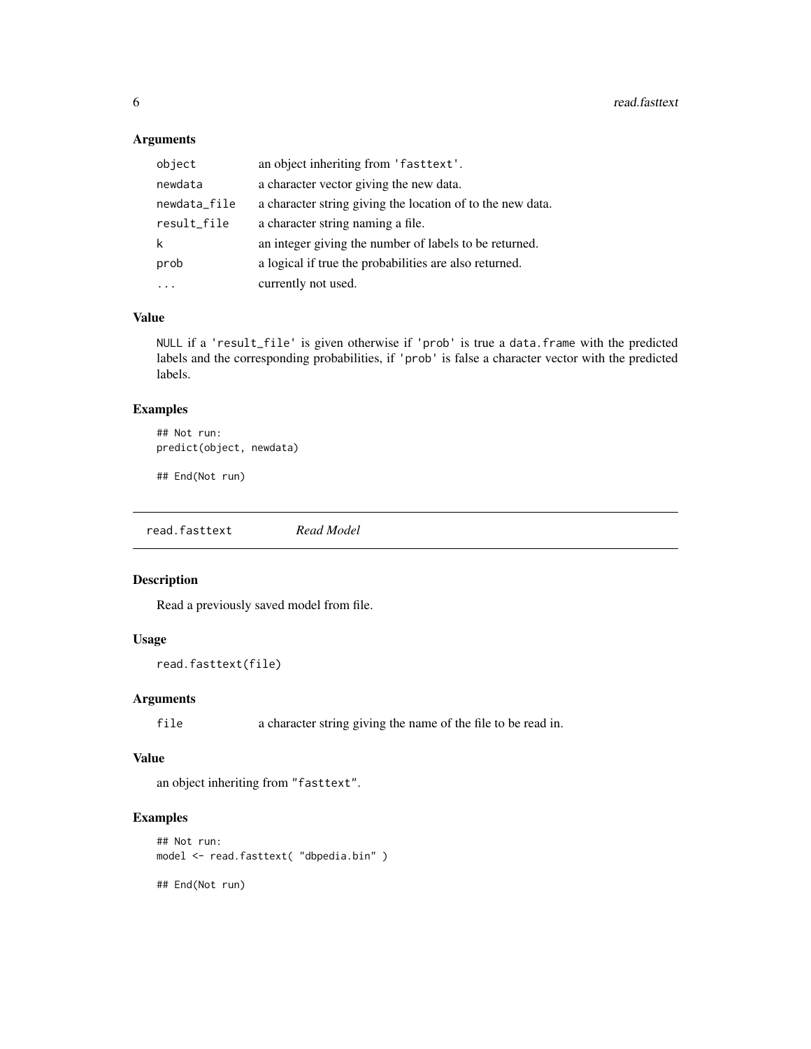### Arguments

| | |
|---|---|
| `object` | an object inheriting from `'fasttext'`. |
| `newdata` | a character vector giving the new data. |
| `newdata_file` | a character string giving the location of to the new data. |
| `result_file` | a character string naming a file. |
| `k` | an integer giving the number of labels to be returned. |
| `prob` | a logical if true the probabilities are also returned. |
| `...` | currently not used. |

### Value

`NULL` if a `'result_file'` is given otherwise if `'prob'` is true a `data.frame` with the predicted labels and the corresponding probabilities, if `'prob'` is false a character vector with the predicted labels.

### Examples

```
## Not run:
predict(object, newdata)

## End(Not run)
```

---

## `read.fasttext` *Read Model*

---

### Description

Read a previously saved model from file.

### Usage

```
read.fasttext(file)
```

### Arguments

| | |
|---|---|
| `file` | a character string giving the name of the file to be read in. |

### Value

an object inheriting from `"fasttext"`.

### Examples

```
## Not run:
model <- read.fasttext( "dbpedia.bin" )

## End(Not run)
```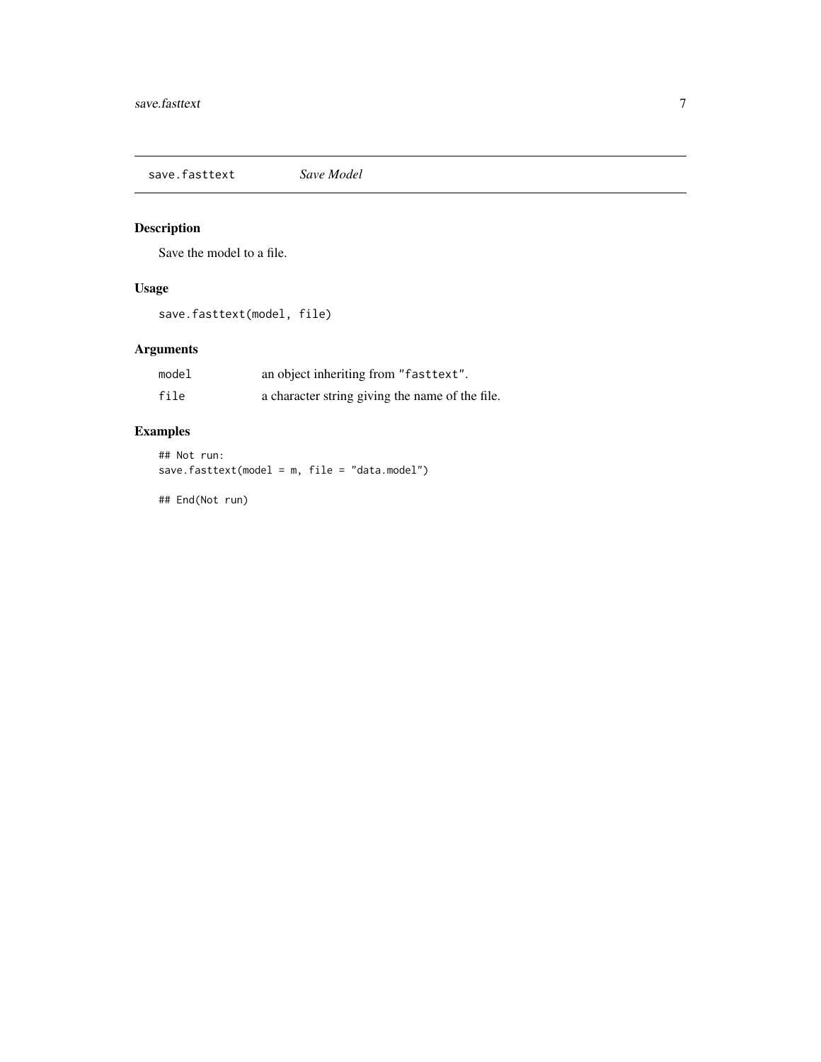## save.fasttext *Save Model*

### Description

Save the model to a file.

### Usage

```
save.fasttext(model, file)
```

### Arguments

| | |
|---|---|
| model | an object inheriting from "fasttext". |
| file | a character string giving the name of the file. |

### Examples

```
## Not run:
save.fasttext(model = m, file = "data.model")

## End(Not run)
```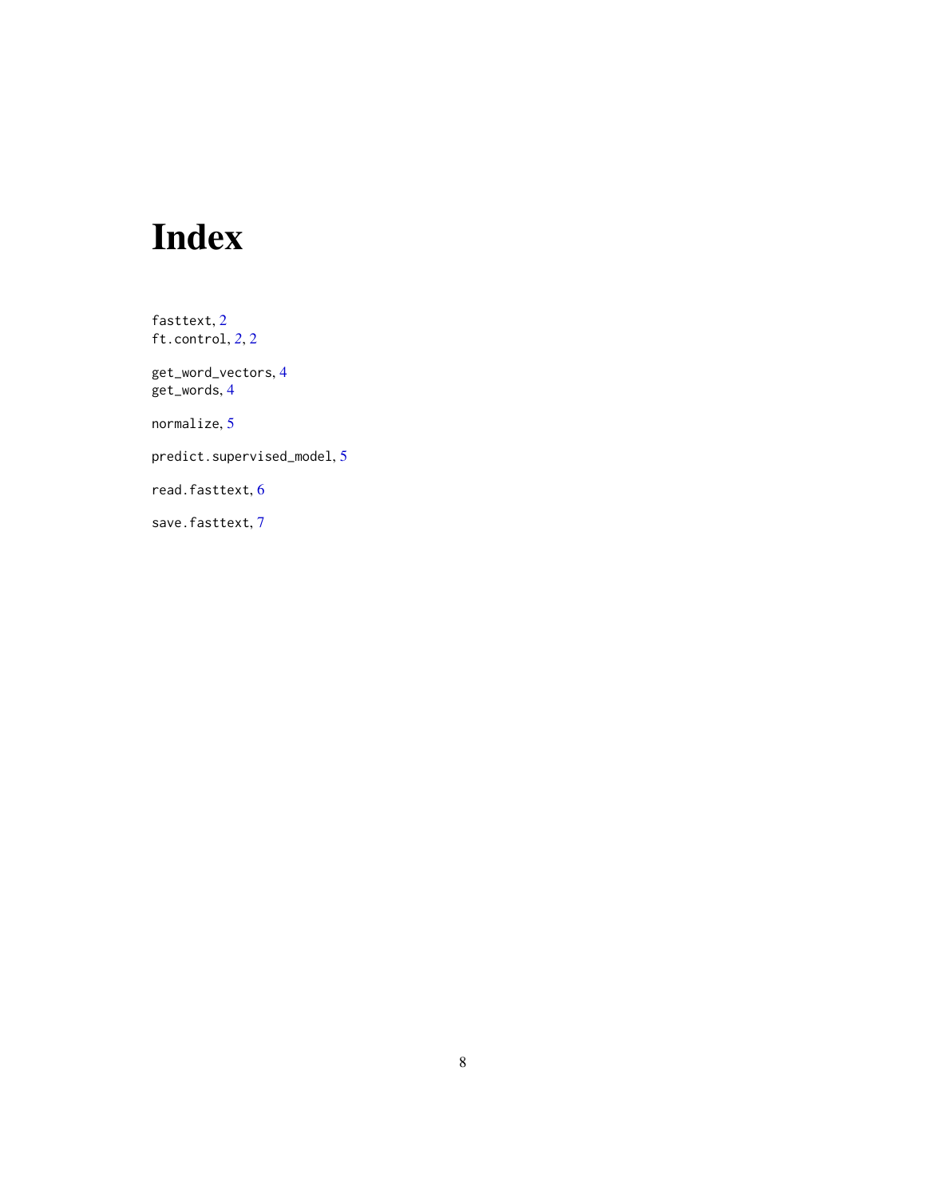# Index

fasttext, 2
ft.control, *2*, 2

get_word_vectors, 4
get_words, 4

normalize, 5

predict.supervised_model, 5

read.fasttext, 6

save.fasttext, 7